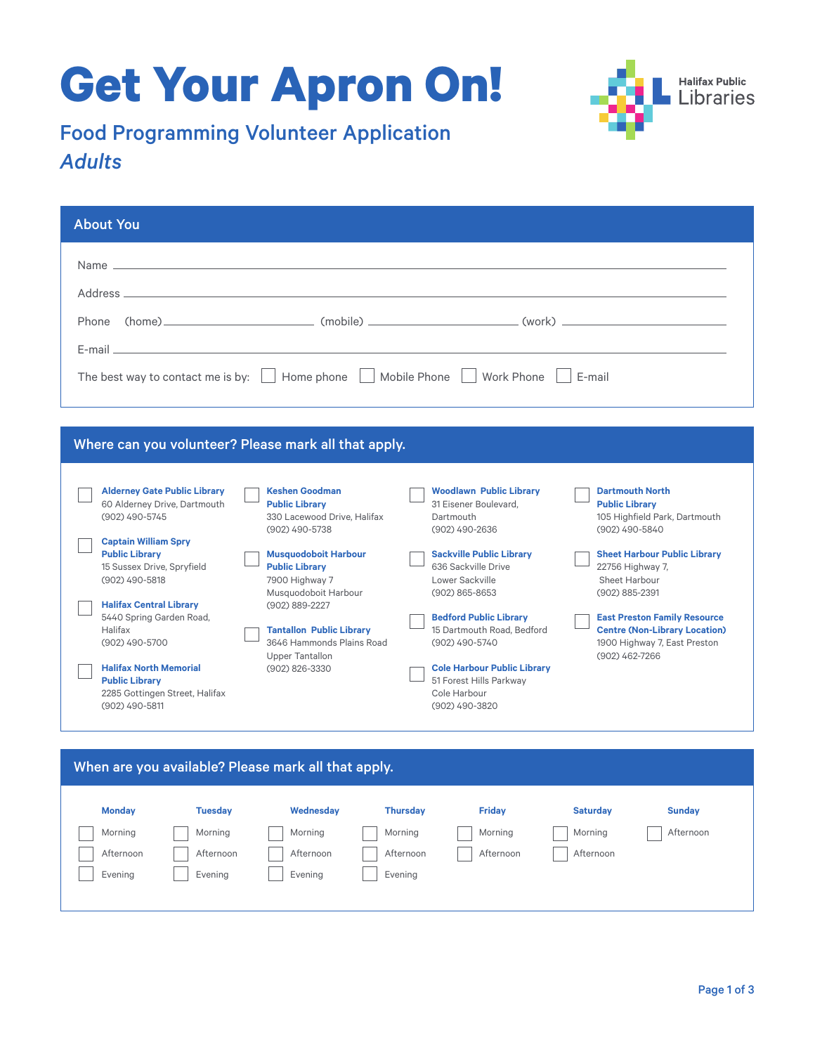# Get Your Apron On!

## Food Programming Volunteer Application

*Adults*

Halifax Public Libraries

## About You

Name ____________________

Address ____________________

Phone (home) ____________ (mobile) ____________ (work) ____________

E-mail ____________________

The best way to contact me is by: ☐ Home phone ☐ Mobile Phone ☐ Work Phone ☐ E-mail

## Where can you volunteer? Please mark all that apply.

- ☐ **Alderney Gate Public Library**
  60 Alderney Drive, Dartmouth
  (902) 490-5745
- ☐ **Captain William Spry Public Library**
  15 Sussex Drive, Spryfield
  (902) 490-5818
- ☐ **Halifax Central Library**
  5440 Spring Garden Road, Halifax
  (902) 490-5700
- ☐ **Halifax North Memorial Public Library**
  2285 Gottingen Street, Halifax
  (902) 490-5811
- ☐ **Keshen Goodman Public Library**
  330 Lacewood Drive, Halifax
  (902) 490-5738
- ☐ **Musquodoboit Harbour Public Library**
  7900 Highway 7
  Musquodoboit Harbour
  (902) 889-2227
- ☐ **Tantallon Public Library**
  3646 Hammonds Plains Road
  Upper Tantallon
  (902) 826-3330
- ☐ **Woodlawn Public Library**
  31 Eisener Boulevard, Dartmouth
  (902) 490-2636
- ☐ **Sackville Public Library**
  636 Sackville Drive
  Lower Sackville
  (902) 865-8653
- ☐ **Bedford Public Library**
  15 Dartmouth Road, Bedford
  (902) 490-5740
- ☐ **Cole Harbour Public Library**
  51 Forest Hills Parkway
  Cole Harbour
  (902) 490-3820
- ☐ **Dartmouth North Public Library**
  105 Highfield Park, Dartmouth
  (902) 490-5840
- ☐ **Sheet Harbour Public Library**
  22756 Highway 7,
  Sheet Harbour
  (902) 885-2391
- ☐ **East Preston Family Resource Centre (Non-Library Location)**
  1900 Highway 7, East Preston
  (902) 462-7266

## When are you available? Please mark all that apply.

| Monday | Tuesday | Wednesday | Thursday | Friday | Saturday | Sunday |
|---|---|---|---|---|---|---|
| ☐ Morning | ☐ Morning | ☐ Morning | ☐ Morning | ☐ Morning | ☐ Morning | ☐ Afternoon |
| ☐ Afternoon | ☐ Afternoon | ☐ Afternoon | ☐ Afternoon | ☐ Afternoon | ☐ Afternoon | |
| ☐ Evening | ☐ Evening | ☐ Evening | ☐ Evening | | | |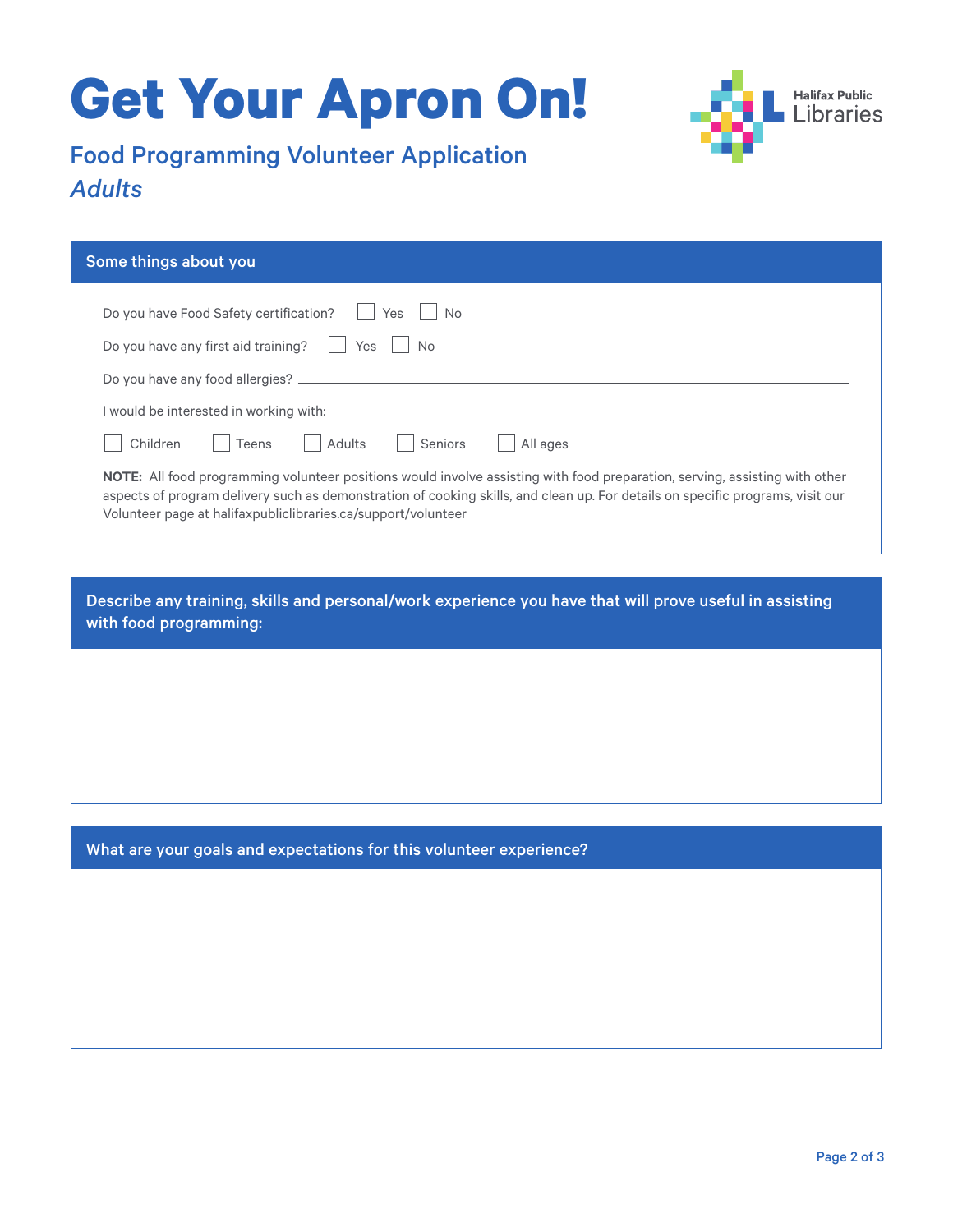# Get Your Apron On!

## Food Programming Volunteer Application

*Adults*

Halifax Public Libraries

### Some things about you

Do you have Food Safety certification? ☐ Yes ☐ No

Do you have any first aid training? ☐ Yes ☐ No

Do you have any food allergies? ______________________________

I would be interested in working with:

☐ Children ☐ Teens ☐ Adults ☐ Seniors ☐ All ages

**NOTE:** All food programming volunteer positions would involve assisting with food preparation, serving, assisting with other aspects of program delivery such as demonstration of cooking skills, and clean up. For details on specific programs, visit our Volunteer page at halifaxpubliclibraries.ca/support/volunteer

### Describe any training, skills and personal/work experience you have that will prove useful in assisting with food programming:

### What are your goals and expectations for this volunteer experience?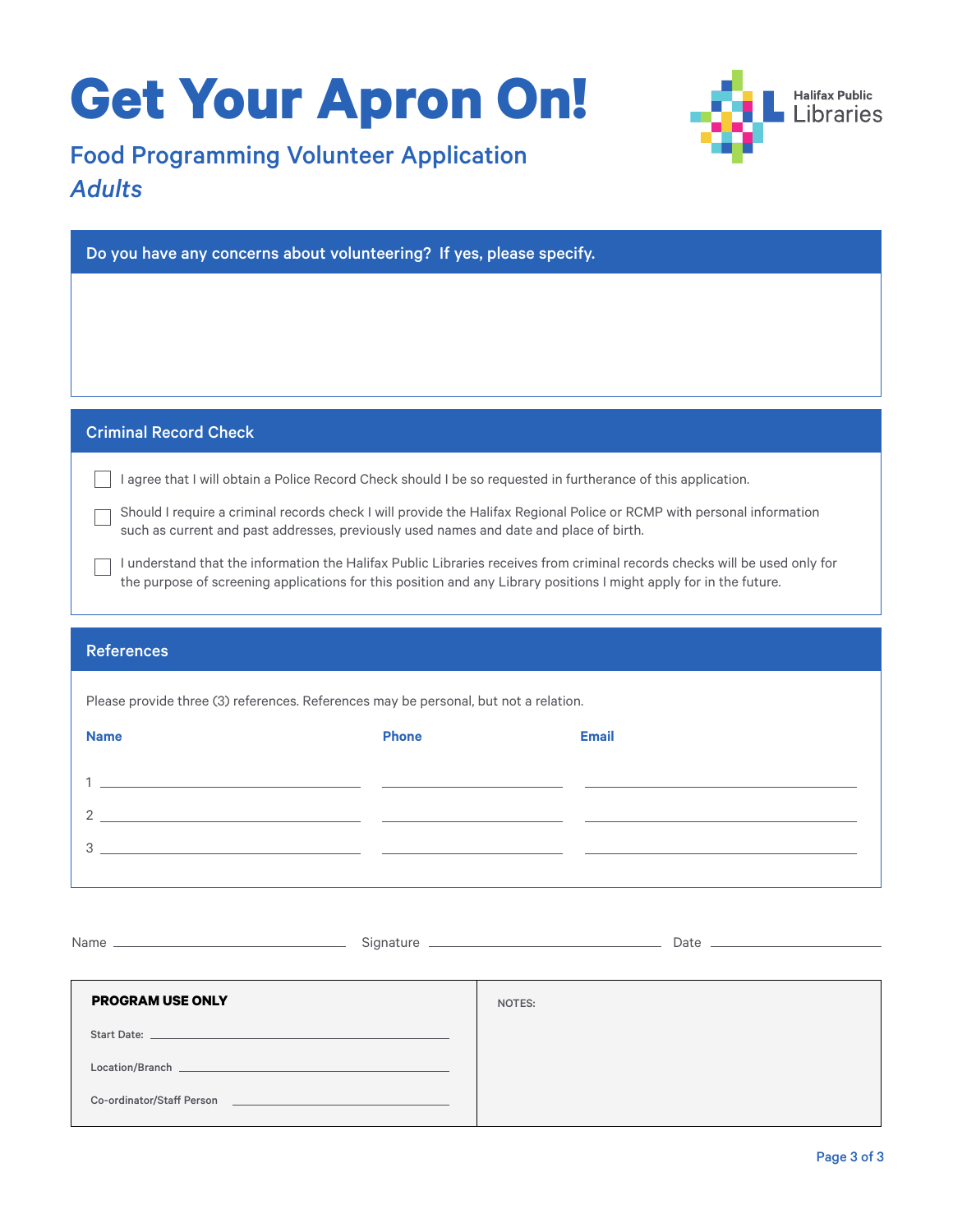# Get Your Apron On!

## Food Programming Volunteer Application

## *Adults*

Halifax Public Libraries

### Do you have any concerns about volunteering? If yes, please specify.

### Criminal Record Check

- [ ] I agree that I will obtain a Police Record Check should I be so requested in furtherance of this application.
- [ ] Should I require a criminal records check I will provide the Halifax Regional Police or RCMP with personal information such as current and past addresses, previously used names and date and place of birth.
- [ ] I understand that the information the Halifax Public Libraries receives from criminal records checks will be used only for the purpose of screening applications for this position and any Library positions I might apply for in the future.

### References

Please provide three (3) references. References may be personal, but not a relation.

| | Name | Phone | Email |
|---|---|---|---|
| 1 | | | |
| 2 | | | |
| 3 | | | |

Name ______________________ Signature ______________________ Date ______________________

| **PROGRAM USE ONLY** | NOTES: |
|---|---|
| Start Date: | |
| Location/Branch | |
| Co-ordinator/Staff Person | |